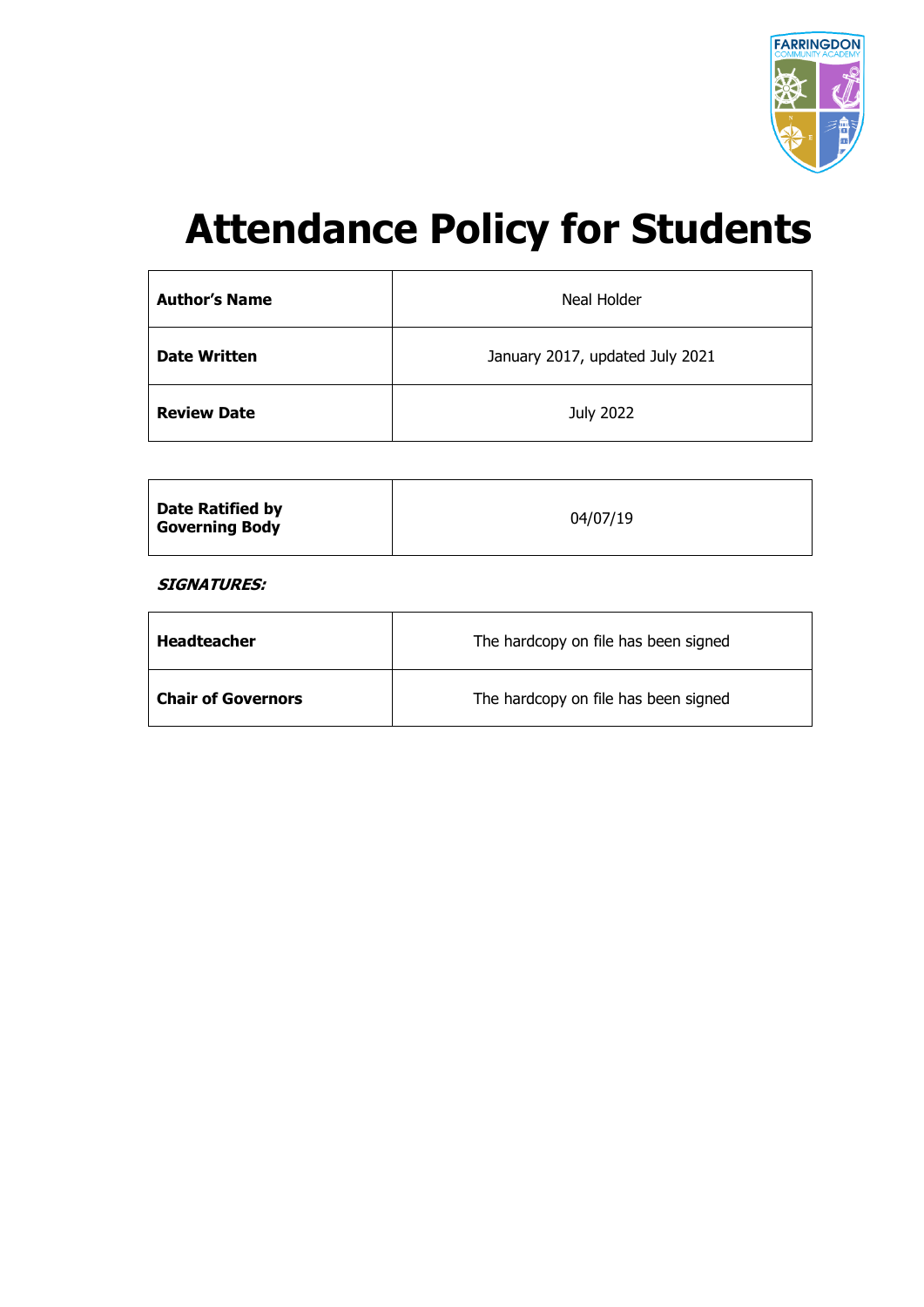# Attendance Policy for Students

| **Author's Name** | Neal Holder |
|---|---|
| **Date Written** | January 2017, updated July 2021 |
| **Review Date** | July 2022 |

| **Date Ratified by Governing Body** | 04/07/19 |
|---|---|

***SIGNATURES:***

| **Headteacher** | The hardcopy on file has been signed |
|---|---|
| **Chair of Governors** | The hardcopy on file has been signed |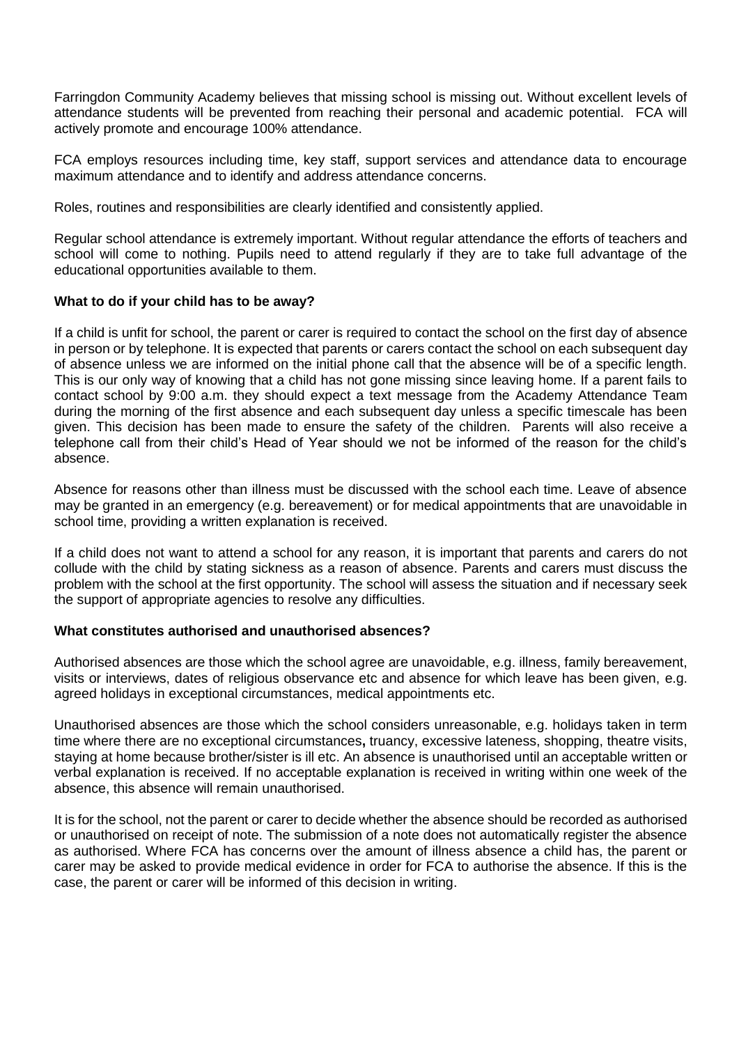Farringdon Community Academy believes that missing school is missing out. Without excellent levels of attendance students will be prevented from reaching their personal and academic potential. FCA will actively promote and encourage 100% attendance.

FCA employs resources including time, key staff, support services and attendance data to encourage maximum attendance and to identify and address attendance concerns.

Roles, routines and responsibilities are clearly identified and consistently applied.

Regular school attendance is extremely important. Without regular attendance the efforts of teachers and school will come to nothing. Pupils need to attend regularly if they are to take full advantage of the educational opportunities available to them.

**What to do if your child has to be away?**

If a child is unfit for school, the parent or carer is required to contact the school on the first day of absence in person or by telephone. It is expected that parents or carers contact the school on each subsequent day of absence unless we are informed on the initial phone call that the absence will be of a specific length. This is our only way of knowing that a child has not gone missing since leaving home. If a parent fails to contact school by 9:00 a.m. they should expect a text message from the Academy Attendance Team during the morning of the first absence and each subsequent day unless a specific timescale has been given. This decision has been made to ensure the safety of the children. Parents will also receive a telephone call from their child's Head of Year should we not be informed of the reason for the child's absence.

Absence for reasons other than illness must be discussed with the school each time. Leave of absence may be granted in an emergency (e.g. bereavement) or for medical appointments that are unavoidable in school time, providing a written explanation is received.

If a child does not want to attend a school for any reason, it is important that parents and carers do not collude with the child by stating sickness as a reason of absence. Parents and carers must discuss the problem with the school at the first opportunity. The school will assess the situation and if necessary seek the support of appropriate agencies to resolve any difficulties.

**What constitutes authorised and unauthorised absences?**

Authorised absences are those which the school agree are unavoidable, e.g. illness, family bereavement, visits or interviews, dates of religious observance etc and absence for which leave has been given, e.g. agreed holidays in exceptional circumstances, medical appointments etc.

Unauthorised absences are those which the school considers unreasonable, e.g. holidays taken in term time where there are no exceptional circumstances**,** truancy, excessive lateness, shopping, theatre visits, staying at home because brother/sister is ill etc. An absence is unauthorised until an acceptable written or verbal explanation is received. If no acceptable explanation is received in writing within one week of the absence, this absence will remain unauthorised.

It is for the school, not the parent or carer to decide whether the absence should be recorded as authorised or unauthorised on receipt of note. The submission of a note does not automatically register the absence as authorised. Where FCA has concerns over the amount of illness absence a child has, the parent or carer may be asked to provide medical evidence in order for FCA to authorise the absence. If this is the case, the parent or carer will be informed of this decision in writing.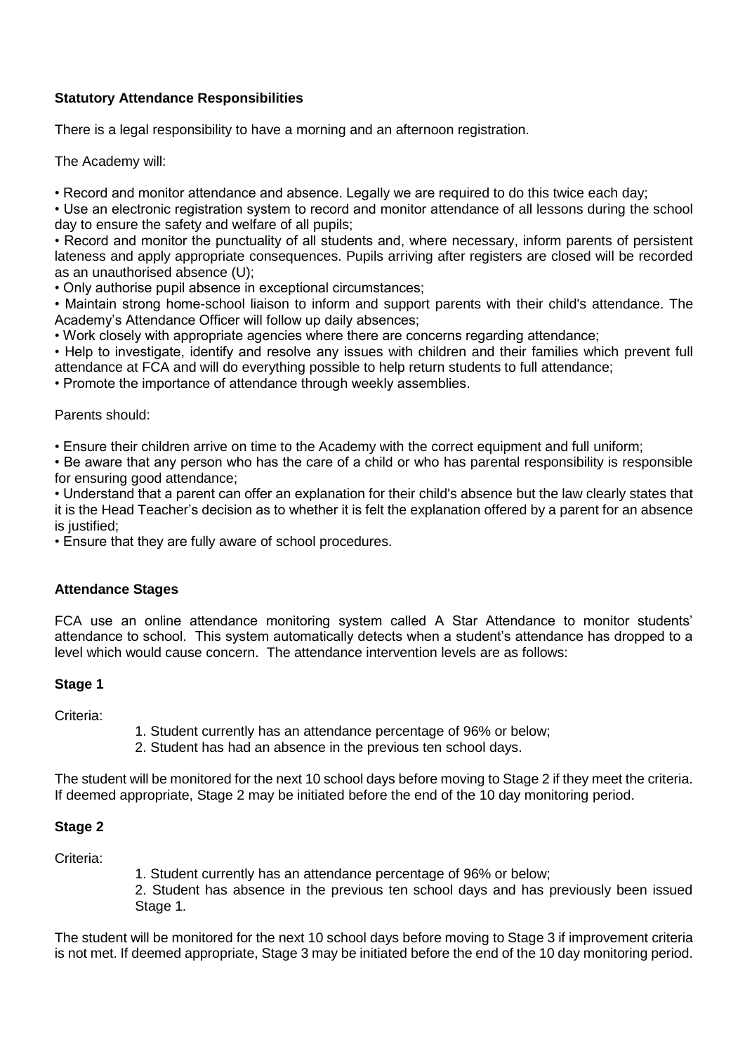### **Statutory Attendance Responsibilities**

There is a legal responsibility to have a morning and an afternoon registration.

The Academy will:

- Record and monitor attendance and absence. Legally we are required to do this twice each day;
- Use an electronic registration system to record and monitor attendance of all lessons during the school day to ensure the safety and welfare of all pupils;
- Record and monitor the punctuality of all students and, where necessary, inform parents of persistent lateness and apply appropriate consequences. Pupils arriving after registers are closed will be recorded as an unauthorised absence (U);
- Only authorise pupil absence in exceptional circumstances;
- Maintain strong home-school liaison to inform and support parents with their child's attendance. The Academy's Attendance Officer will follow up daily absences;
- Work closely with appropriate agencies where there are concerns regarding attendance;
- Help to investigate, identify and resolve any issues with children and their families which prevent full attendance at FCA and will do everything possible to help return students to full attendance;
- Promote the importance of attendance through weekly assemblies.

Parents should:

- Ensure their children arrive on time to the Academy with the correct equipment and full uniform;
- Be aware that any person who has the care of a child or who has parental responsibility is responsible for ensuring good attendance;
- Understand that a parent can offer an explanation for their child's absence but the law clearly states that it is the Head Teacher's decision as to whether it is felt the explanation offered by a parent for an absence is justified;
- Ensure that they are fully aware of school procedures.

### **Attendance Stages**

FCA use an online attendance monitoring system called A Star Attendance to monitor students' attendance to school. This system automatically detects when a student's attendance has dropped to a level which would cause concern. The attendance intervention levels are as follows:

#### **Stage 1**

Criteria:

1. Student currently has an attendance percentage of 96% or below;
2. Student has had an absence in the previous ten school days.

The student will be monitored for the next 10 school days before moving to Stage 2 if they meet the criteria. If deemed appropriate, Stage 2 may be initiated before the end of the 10 day monitoring period.

#### **Stage 2**

Criteria:

1. Student currently has an attendance percentage of 96% or below;
2. Student has absence in the previous ten school days and has previously been issued Stage 1.

The student will be monitored for the next 10 school days before moving to Stage 3 if improvement criteria is not met. If deemed appropriate, Stage 3 may be initiated before the end of the 10 day monitoring period.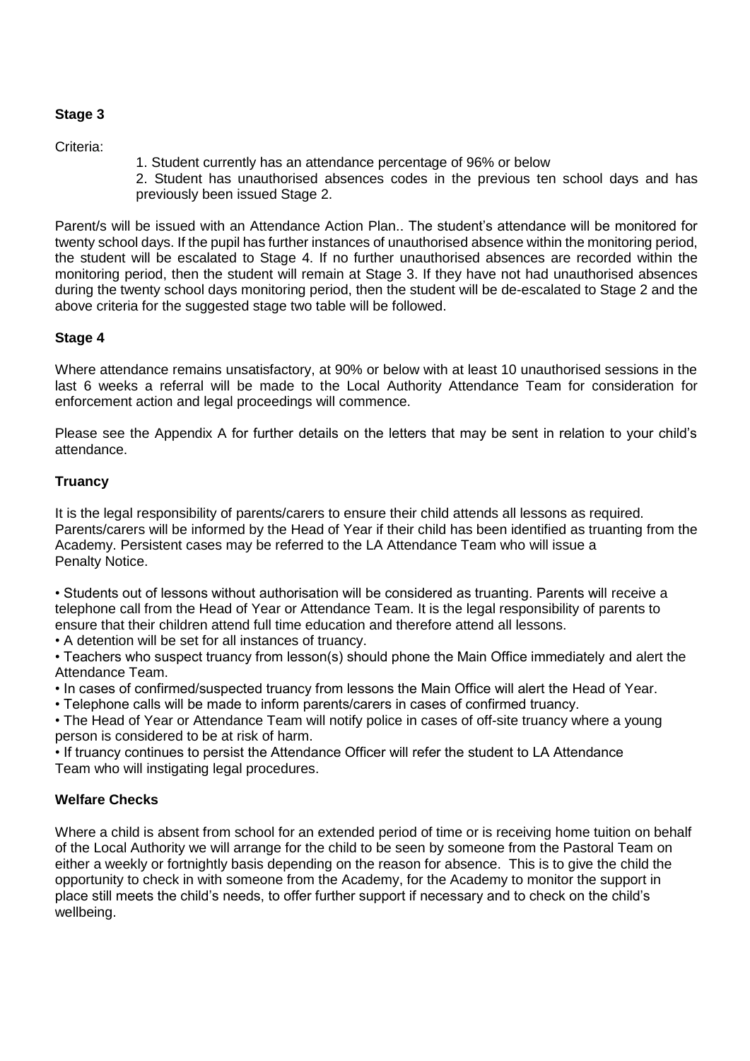### Stage 3

Criteria:

1. Student currently has an attendance percentage of 96% or below
2. Student has unauthorised absences codes in the previous ten school days and has previously been issued Stage 2.

Parent/s will be issued with an Attendance Action Plan.. The student's attendance will be monitored for twenty school days. If the pupil has further instances of unauthorised absence within the monitoring period, the student will be escalated to Stage 4. If no further unauthorised absences are recorded within the monitoring period, then the student will remain at Stage 3. If they have not had unauthorised absences during the twenty school days monitoring period, then the student will be de-escalated to Stage 2 and the above criteria for the suggested stage two table will be followed.

### Stage 4

Where attendance remains unsatisfactory, at 90% or below with at least 10 unauthorised sessions in the last 6 weeks a referral will be made to the Local Authority Attendance Team for consideration for enforcement action and legal proceedings will commence.

Please see the Appendix A for further details on the letters that may be sent in relation to your child's attendance.

### Truancy

It is the legal responsibility of parents/carers to ensure their child attends all lessons as required. Parents/carers will be informed by the Head of Year if their child has been identified as truanting from the Academy. Persistent cases may be referred to the LA Attendance Team who will issue a Penalty Notice.

- Students out of lessons without authorisation will be considered as truanting. Parents will receive a telephone call from the Head of Year or Attendance Team. It is the legal responsibility of parents to ensure that their children attend full time education and therefore attend all lessons.
- A detention will be set for all instances of truancy.
- Teachers who suspect truancy from lesson(s) should phone the Main Office immediately and alert the Attendance Team.
- In cases of confirmed/suspected truancy from lessons the Main Office will alert the Head of Year.
- Telephone calls will be made to inform parents/carers in cases of confirmed truancy.
- The Head of Year or Attendance Team will notify police in cases of off-site truancy where a young person is considered to be at risk of harm.
- If truancy continues to persist the Attendance Officer will refer the student to LA Attendance Team who will instigating legal procedures.

### Welfare Checks

Where a child is absent from school for an extended period of time or is receiving home tuition on behalf of the Local Authority we will arrange for the child to be seen by someone from the Pastoral Team on either a weekly or fortnightly basis depending on the reason for absence. This is to give the child the opportunity to check in with someone from the Academy, for the Academy to monitor the support in place still meets the child's needs, to offer further support if necessary and to check on the child's wellbeing.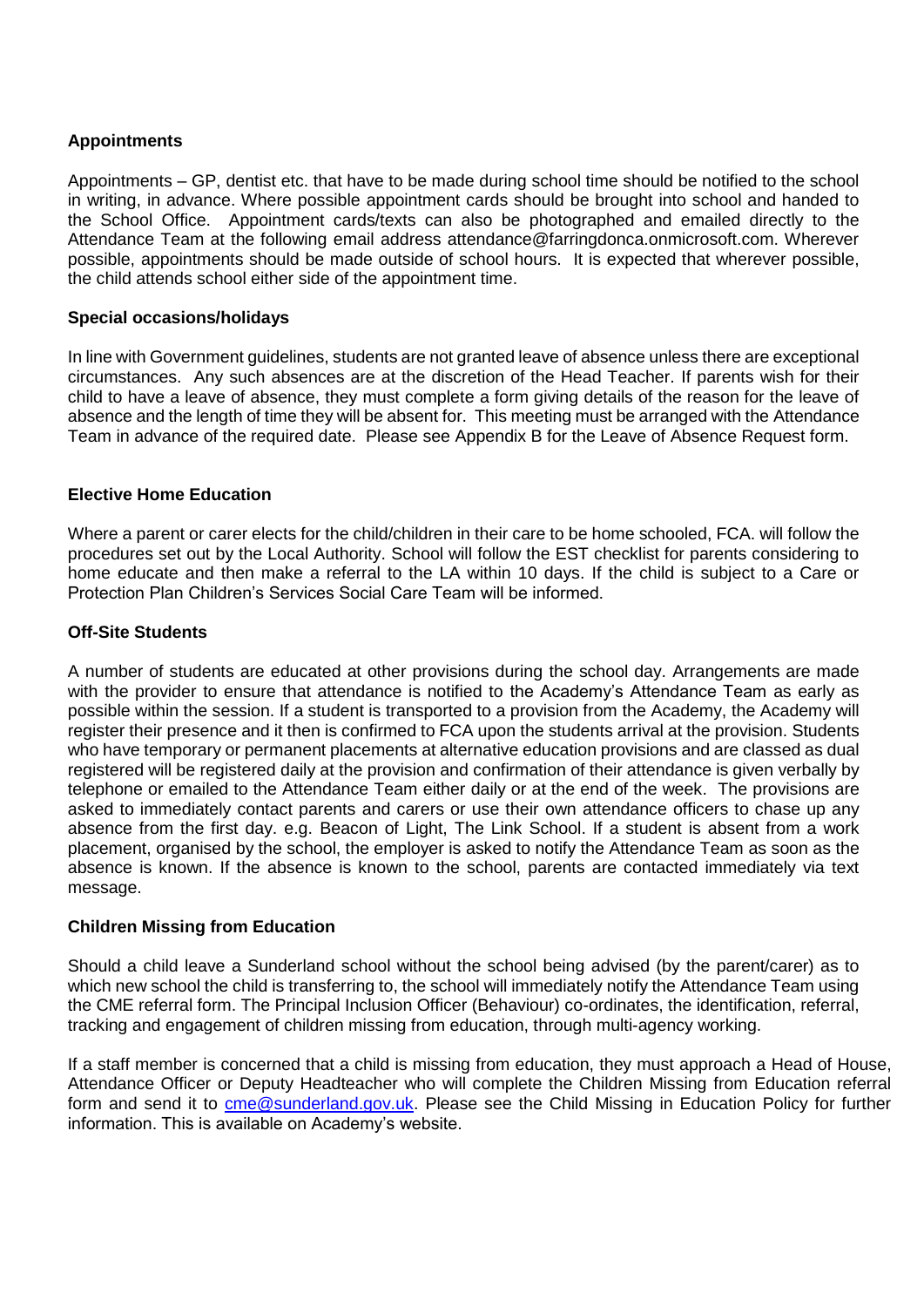### Appointments

Appointments – GP, dentist etc. that have to be made during school time should be notified to the school in writing, in advance. Where possible appointment cards should be brought into school and handed to the School Office. Appointment cards/texts can also be photographed and emailed directly to the Attendance Team at the following email address attendance@farringdonca.onmicrosoft.com. Wherever possible, appointments should be made outside of school hours. It is expected that wherever possible, the child attends school either side of the appointment time.

### Special occasions/holidays

In line with Government guidelines, students are not granted leave of absence unless there are exceptional circumstances. Any such absences are at the discretion of the Head Teacher. If parents wish for their child to have a leave of absence, they must complete a form giving details of the reason for the leave of absence and the length of time they will be absent for. This meeting must be arranged with the Attendance Team in advance of the required date. Please see Appendix B for the Leave of Absence Request form.

### Elective Home Education

Where a parent or carer elects for the child/children in their care to be home schooled, FCA. will follow the procedures set out by the Local Authority. School will follow the EST checklist for parents considering to home educate and then make a referral to the LA within 10 days. If the child is subject to a Care or Protection Plan Children's Services Social Care Team will be informed.

### Off-Site Students

A number of students are educated at other provisions during the school day. Arrangements are made with the provider to ensure that attendance is notified to the Academy's Attendance Team as early as possible within the session. If a student is transported to a provision from the Academy, the Academy will register their presence and it then is confirmed to FCA upon the students arrival at the provision. Students who have temporary or permanent placements at alternative education provisions and are classed as dual registered will be registered daily at the provision and confirmation of their attendance is given verbally by telephone or emailed to the Attendance Team either daily or at the end of the week. The provisions are asked to immediately contact parents and carers or use their own attendance officers to chase up any absence from the first day. e.g. Beacon of Light, The Link School. If a student is absent from a work placement, organised by the school, the employer is asked to notify the Attendance Team as soon as the absence is known. If the absence is known to the school, parents are contacted immediately via text message.

### Children Missing from Education

Should a child leave a Sunderland school without the school being advised (by the parent/carer) as to which new school the child is transferring to, the school will immediately notify the Attendance Team using the CME referral form. The Principal Inclusion Officer (Behaviour) co-ordinates, the identification, referral, tracking and engagement of children missing from education, through multi-agency working.

If a staff member is concerned that a child is missing from education, they must approach a Head of House, Attendance Officer or Deputy Headteacher who will complete the Children Missing from Education referral form and send it to [cme@sunderland.gov.uk](mailto:cme@sunderland.gov.uk). Please see the Child Missing in Education Policy for further information. This is available on Academy's website.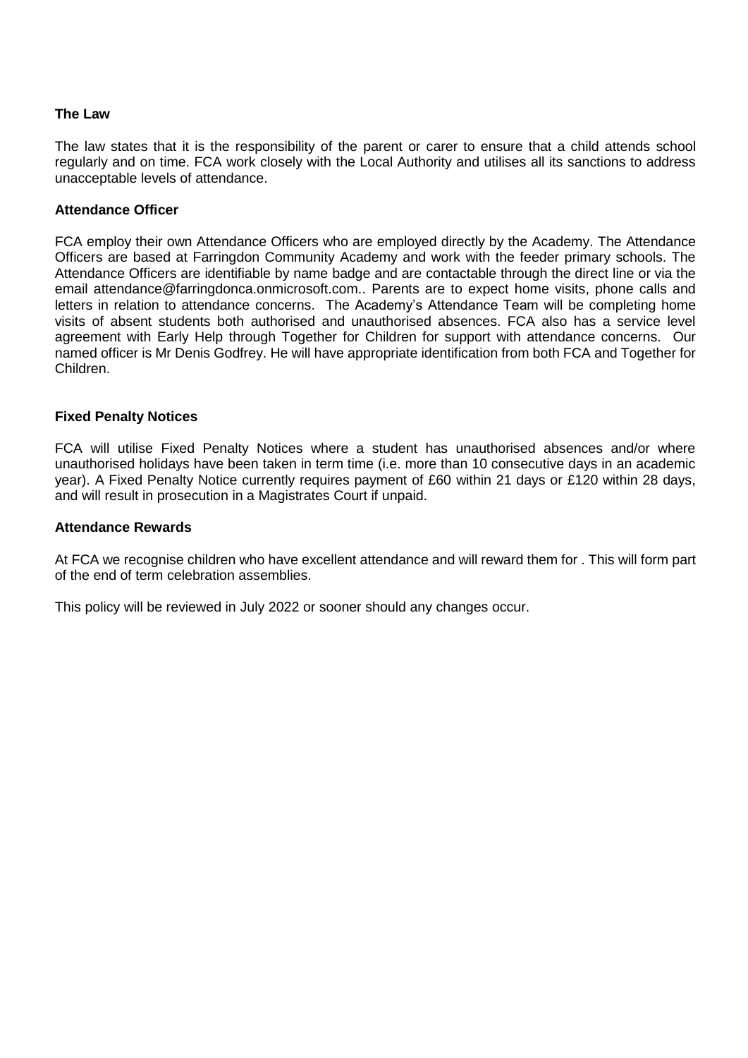**The Law**

The law states that it is the responsibility of the parent or carer to ensure that a child attends school regularly and on time. FCA work closely with the Local Authority and utilises all its sanctions to address unacceptable levels of attendance.

**Attendance Officer**

FCA employ their own Attendance Officers who are employed directly by the Academy. The Attendance Officers are based at Farringdon Community Academy and work with the feeder primary schools. The Attendance Officers are identifiable by name badge and are contactable through the direct line or via the email attendance@farringdonca.onmicrosoft.com.. Parents are to expect home visits, phone calls and letters in relation to attendance concerns. The Academy's Attendance Team will be completing home visits of absent students both authorised and unauthorised absences. FCA also has a service level agreement with Early Help through Together for Children for support with attendance concerns. Our named officer is Mr Denis Godfrey. He will have appropriate identification from both FCA and Together for Children.

**Fixed Penalty Notices**

FCA will utilise Fixed Penalty Notices where a student has unauthorised absences and/or where unauthorised holidays have been taken in term time (i.e. more than 10 consecutive days in an academic year). A Fixed Penalty Notice currently requires payment of £60 within 21 days or £120 within 28 days, and will result in prosecution in a Magistrates Court if unpaid.

**Attendance Rewards**

At FCA we recognise children who have excellent attendance and will reward them for . This will form part of the end of term celebration assemblies.

This policy will be reviewed in July 2022 or sooner should any changes occur.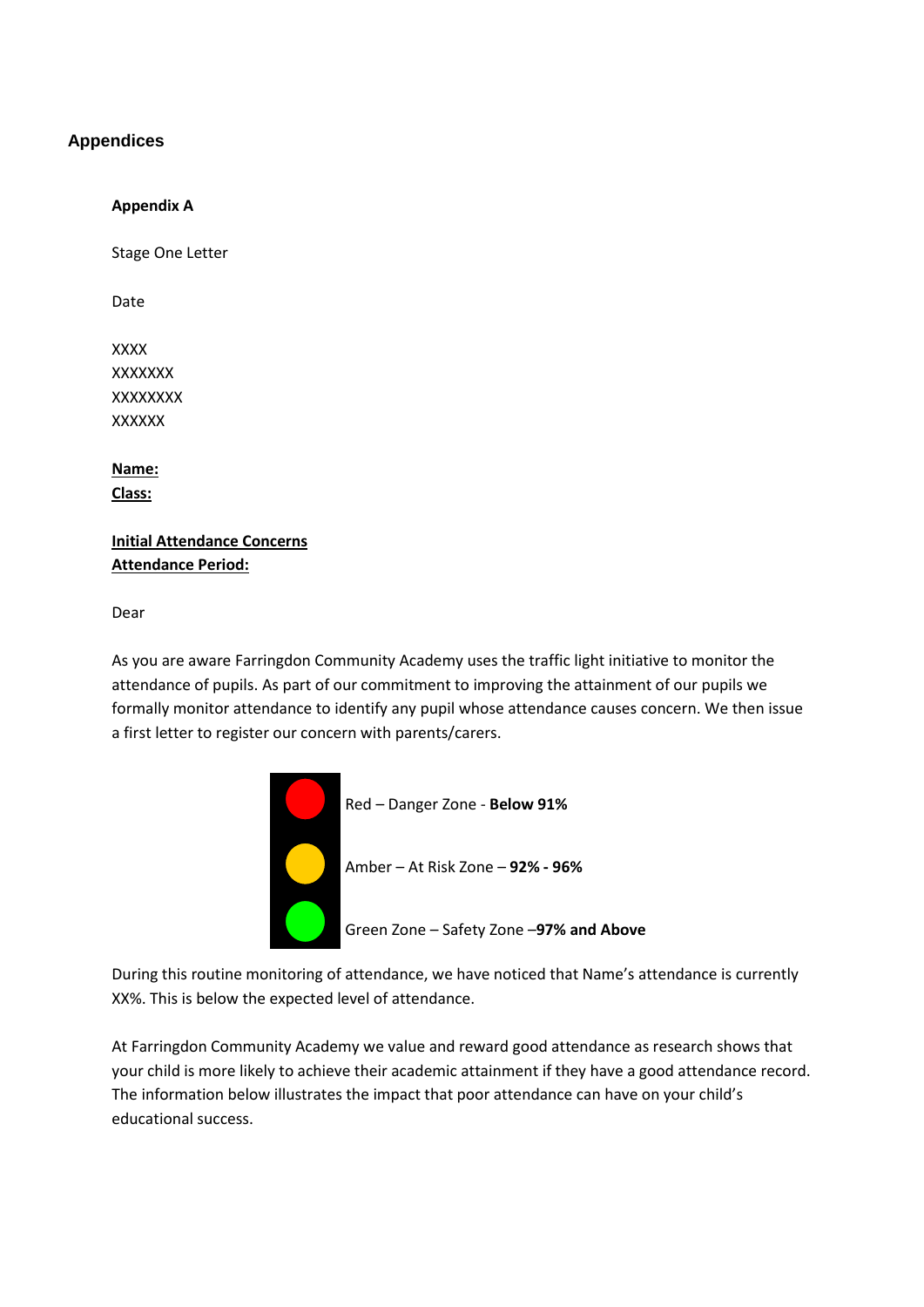## Appendices

**Appendix A**

Stage One Letter

Date

XXXX
XXXXXXX
XXXXXXXX
XXXXXX

**Name:**
**Class:**

**Initial Attendance Concerns**
**Attendance Period:**

Dear

As you are aware Farringdon Community Academy uses the traffic light initiative to monitor the attendance of pupils. As part of our commitment to improving the attainment of our pupils we formally monitor attendance to identify any pupil whose attendance causes concern. We then issue a first letter to register our concern with parents/carers.

Red – Danger Zone - **Below 91%**

Amber – At Risk Zone – **92% - 96%**

Green Zone – Safety Zone –**97% and Above**

During this routine monitoring of attendance, we have noticed that Name's attendance is currently XX%. This is below the expected level of attendance.

At Farringdon Community Academy we value and reward good attendance as research shows that your child is more likely to achieve their academic attainment if they have a good attendance record. The information below illustrates the impact that poor attendance can have on your child's educational success.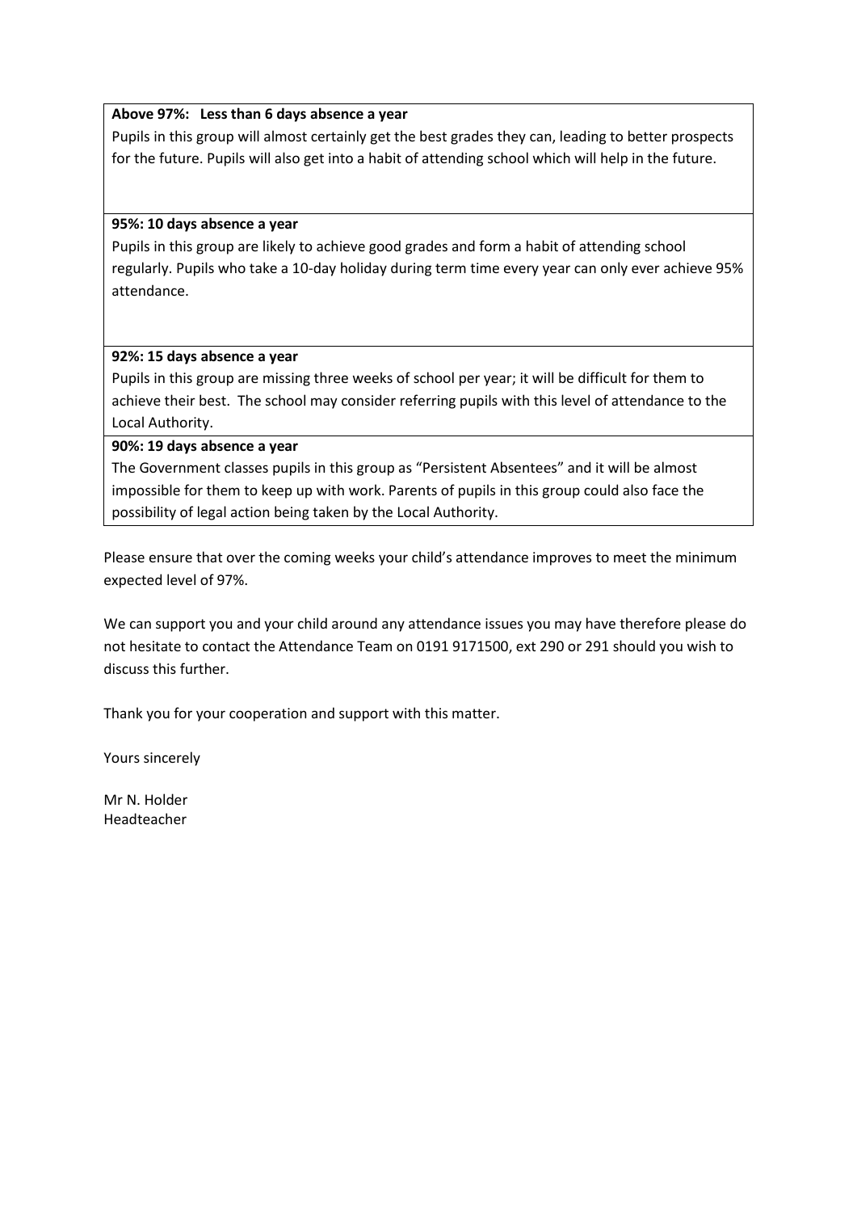| **Above 97%: Less than 6 days absence a year** |
| --- |
| Pupils in this group will almost certainly get the best grades they can, leading to better prospects for the future. Pupils will also get into a habit of attending school which will help in the future. |
| **95%: 10 days absence a year** |
| Pupils in this group are likely to achieve good grades and form a habit of attending school regularly. Pupils who take a 10-day holiday during term time every year can only ever achieve 95% attendance. |
| **92%: 15 days absence a year** |
| Pupils in this group are missing three weeks of school per year; it will be difficult for them to achieve their best. The school may consider referring pupils with this level of attendance to the Local Authority. |
| **90%: 19 days absence a year** |
| The Government classes pupils in this group as "Persistent Absentees" and it will be almost impossible for them to keep up with work. Parents of pupils in this group could also face the possibility of legal action being taken by the Local Authority. |

Please ensure that over the coming weeks your child's attendance improves to meet the minimum expected level of 97%.

We can support you and your child around any attendance issues you may have therefore please do not hesitate to contact the Attendance Team on 0191 9171500, ext 290 or 291 should you wish to discuss this further.

Thank you for your cooperation and support with this matter.

Yours sincerely

Mr N. Holder
Headteacher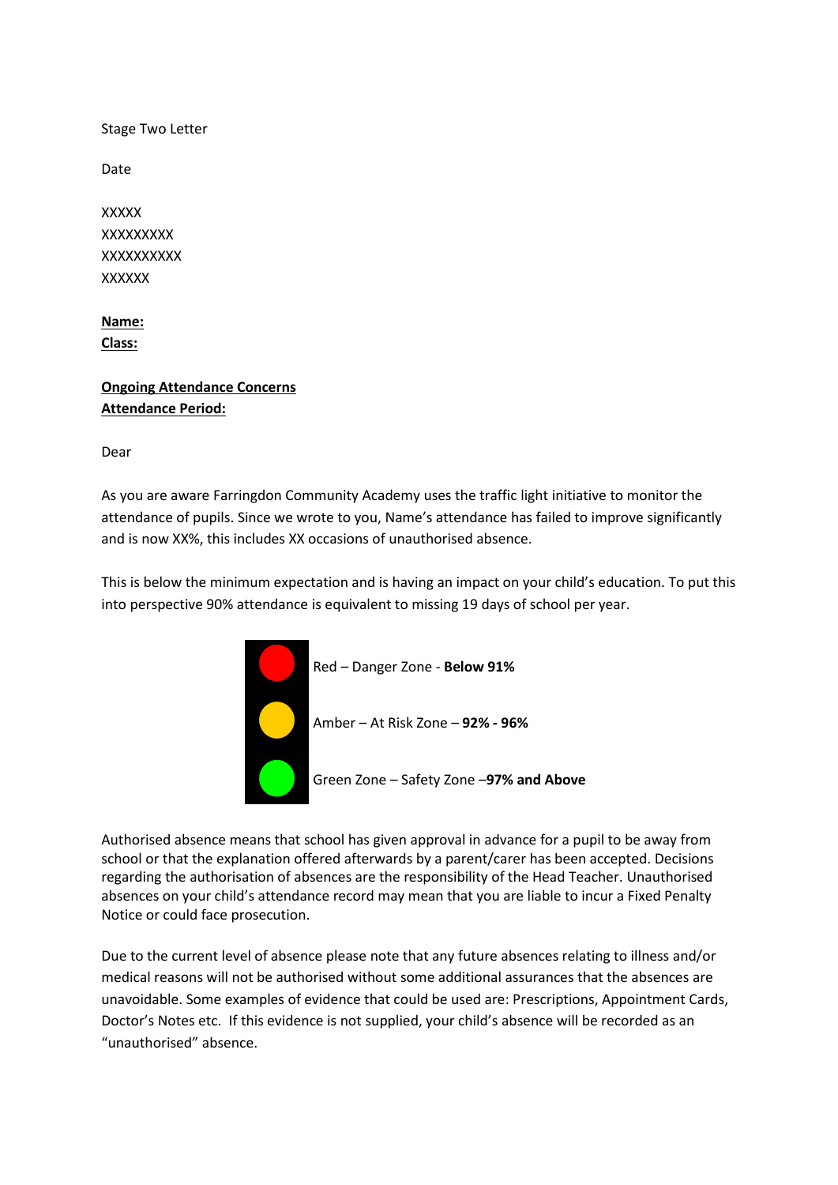Stage Two Letter

Date

XXXXX
XXXXXXXXX
XXXXXXXXXX
XXXXXX

**Name:**
**Class:**

**Ongoing Attendance Concerns**
**Attendance Period:**

Dear

As you are aware Farringdon Community Academy uses the traffic light initiative to monitor the attendance of pupils. Since we wrote to you, Name's attendance has failed to improve significantly and is now XX%, this includes XX occasions of unauthorised absence.

This is below the minimum expectation and is having an impact on your child's education. To put this into perspective 90% attendance is equivalent to missing 19 days of school per year.

Red – Danger Zone - **Below 91%**

Amber – At Risk Zone – **92% - 96%**

Green Zone – Safety Zone –**97% and Above**

Authorised absence means that school has given approval in advance for a pupil to be away from school or that the explanation offered afterwards by a parent/carer has been accepted. Decisions regarding the authorisation of absences are the responsibility of the Head Teacher. Unauthorised absences on your child's attendance record may mean that you are liable to incur a Fixed Penalty Notice or could face prosecution.

Due to the current level of absence please note that any future absences relating to illness and/or medical reasons will not be authorised without some additional assurances that the absences are unavoidable. Some examples of evidence that could be used are: Prescriptions, Appointment Cards, Doctor's Notes etc. If this evidence is not supplied, your child's absence will be recorded as an "unauthorised" absence.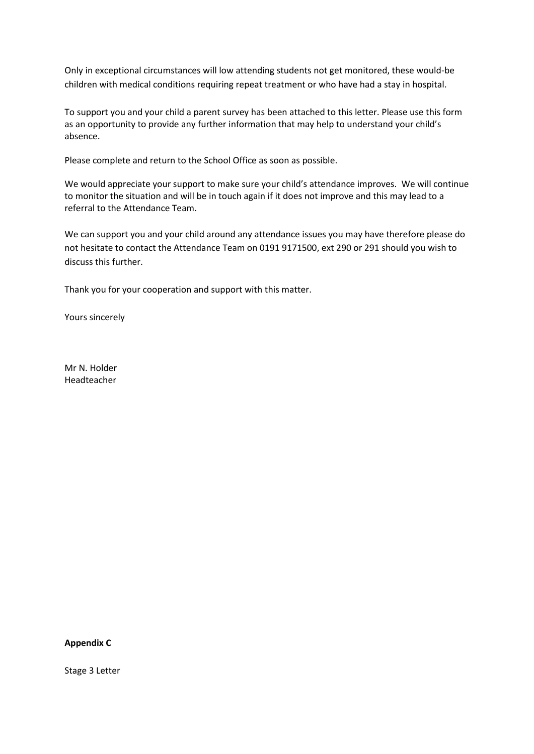Only in exceptional circumstances will low attending students not get monitored, these would-be children with medical conditions requiring repeat treatment or who have had a stay in hospital.

To support you and your child a parent survey has been attached to this letter. Please use this form as an opportunity to provide any further information that may help to understand your child's absence.

Please complete and return to the School Office as soon as possible.

We would appreciate your support to make sure your child's attendance improves. We will continue to monitor the situation and will be in touch again if it does not improve and this may lead to a referral to the Attendance Team.

We can support you and your child around any attendance issues you may have therefore please do not hesitate to contact the Attendance Team on 0191 9171500, ext 290 or 291 should you wish to discuss this further.

Thank you for your cooperation and support with this matter.

Yours sincerely

Mr N. Holder
Headteacher

**Appendix C**

Stage 3 Letter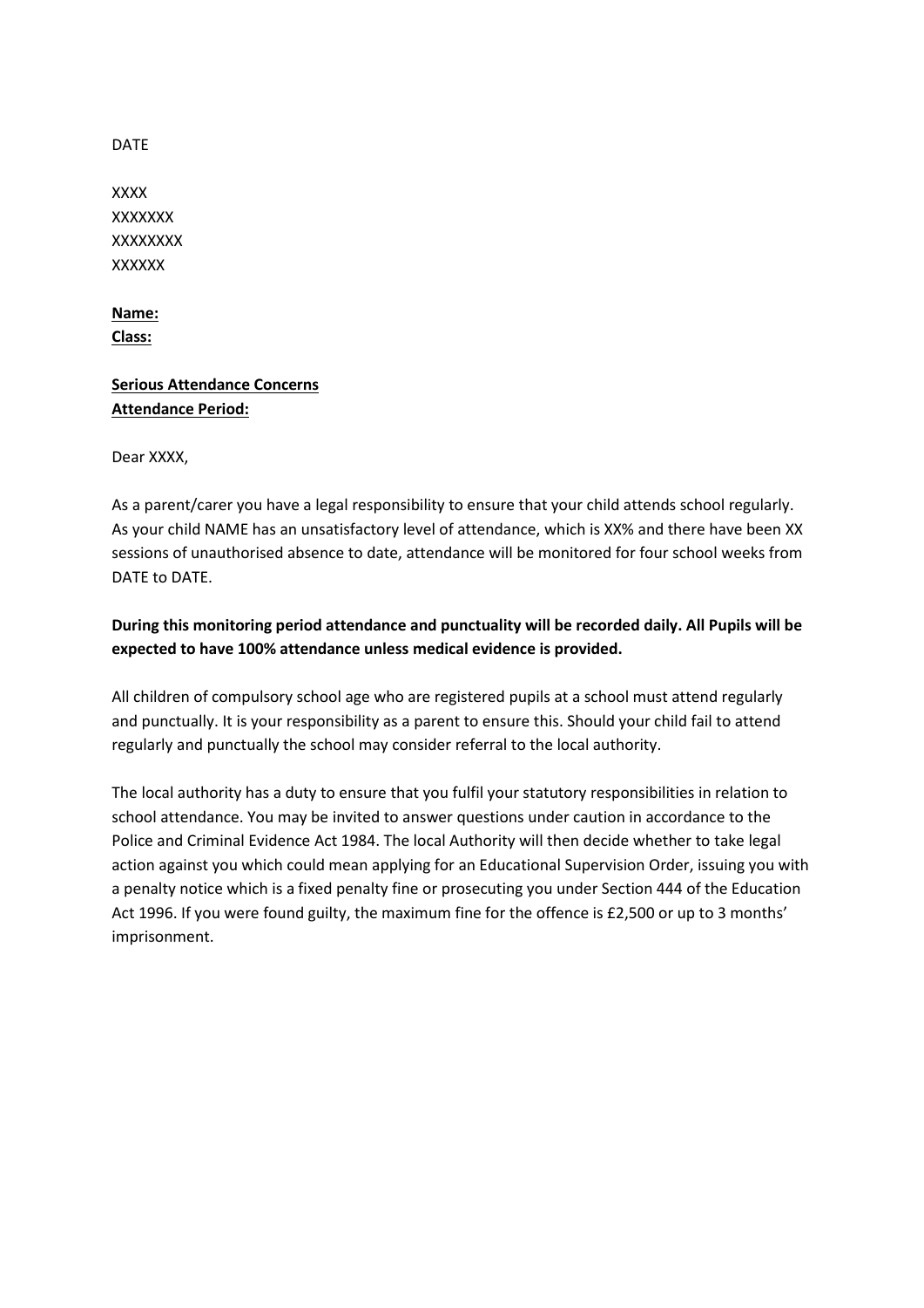DATE

XXXX
XXXXXXX
XXXXXXXX
XXXXXX

**Name:**
**Class:**

**Serious Attendance Concerns**
**Attendance Period:**

Dear XXXX,

As a parent/carer you have a legal responsibility to ensure that your child attends school regularly. As your child NAME has an unsatisfactory level of attendance, which is XX% and there have been XX sessions of unauthorised absence to date, attendance will be monitored for four school weeks from DATE to DATE.

**During this monitoring period attendance and punctuality will be recorded daily. All Pupils will be expected to have 100% attendance unless medical evidence is provided.**

All children of compulsory school age who are registered pupils at a school must attend regularly and punctually. It is your responsibility as a parent to ensure this. Should your child fail to attend regularly and punctually the school may consider referral to the local authority.

The local authority has a duty to ensure that you fulfil your statutory responsibilities in relation to school attendance. You may be invited to answer questions under caution in accordance to the Police and Criminal Evidence Act 1984. The local Authority will then decide whether to take legal action against you which could mean applying for an Educational Supervision Order, issuing you with a penalty notice which is a fixed penalty fine or prosecuting you under Section 444 of the Education Act 1996. If you were found guilty, the maximum fine for the offence is £2,500 or up to 3 months' imprisonment.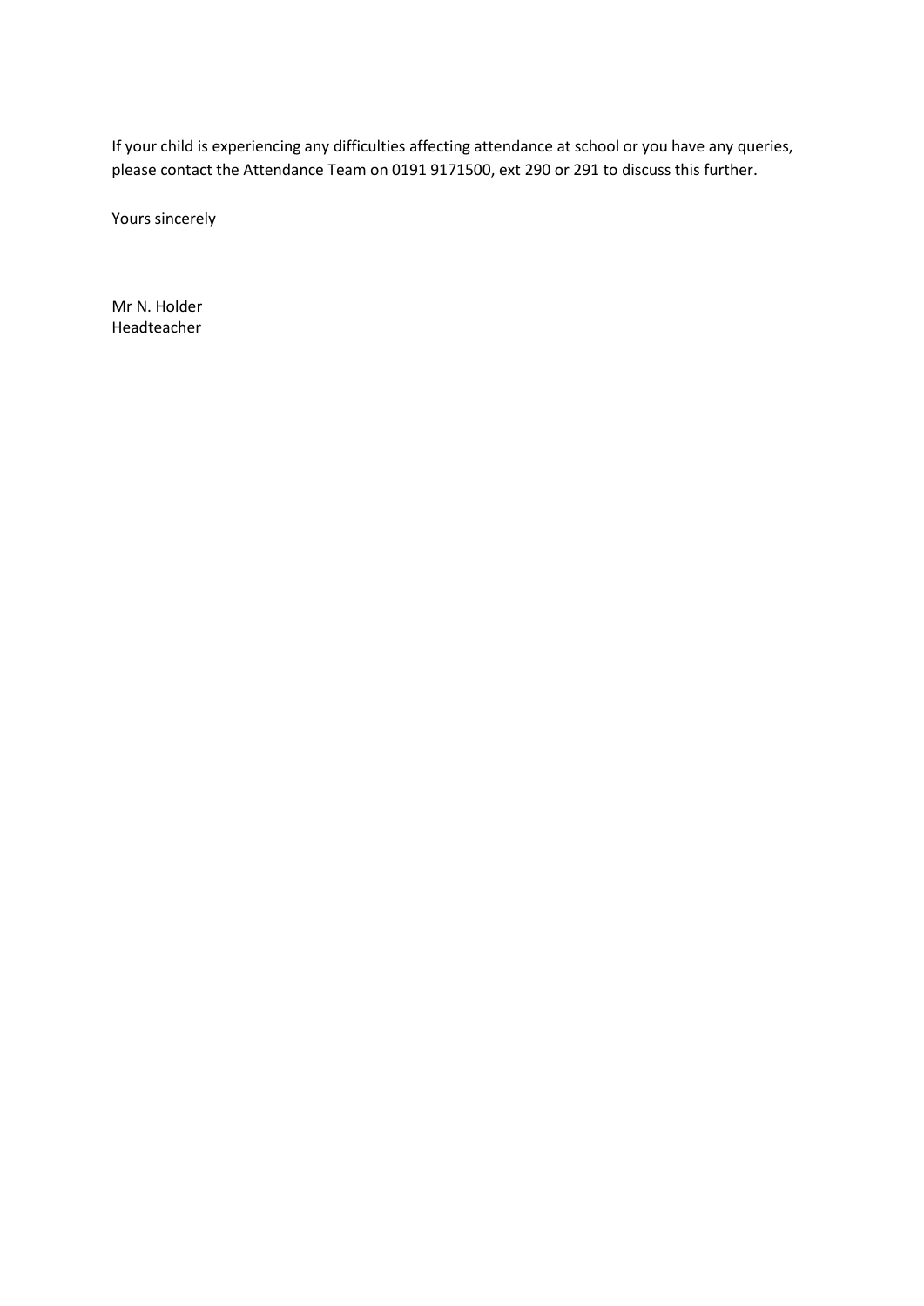If your child is experiencing any difficulties affecting attendance at school or you have any queries, please contact the Attendance Team on 0191 9171500, ext 290 or 291 to discuss this further.

Yours sincerely

Mr N. Holder
Headteacher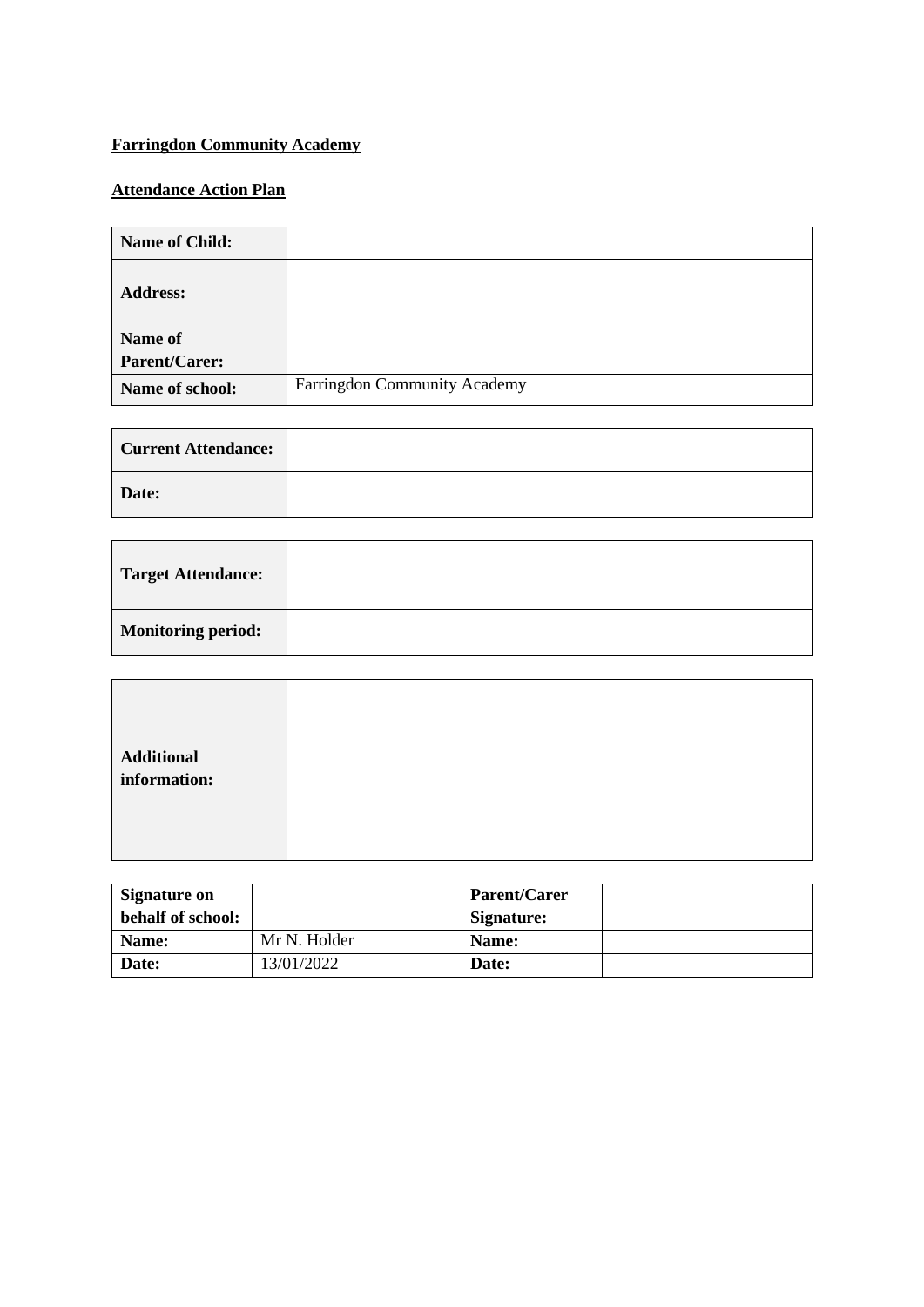**Farringdon Community Academy**

**Attendance Action Plan**

| **Name of Child:** | |
|---|---|
| **Address:** | |
| **Name of Parent/Carer:** | |
| **Name of school:** | Farringdon Community Academy |

| **Current Attendance:** | |
|---|---|
| **Date:** | |

| **Target Attendance:** | |
|---|---|
| **Monitoring period:** | |

| **Additional information:** | |
|---|---|

| **Signature on behalf of school:** | | **Parent/Carer Signature:** | |
|---|---|---|---|
| **Name:** | Mr N. Holder | **Name:** | |
| **Date:** | 13/01/2022 | **Date:** | |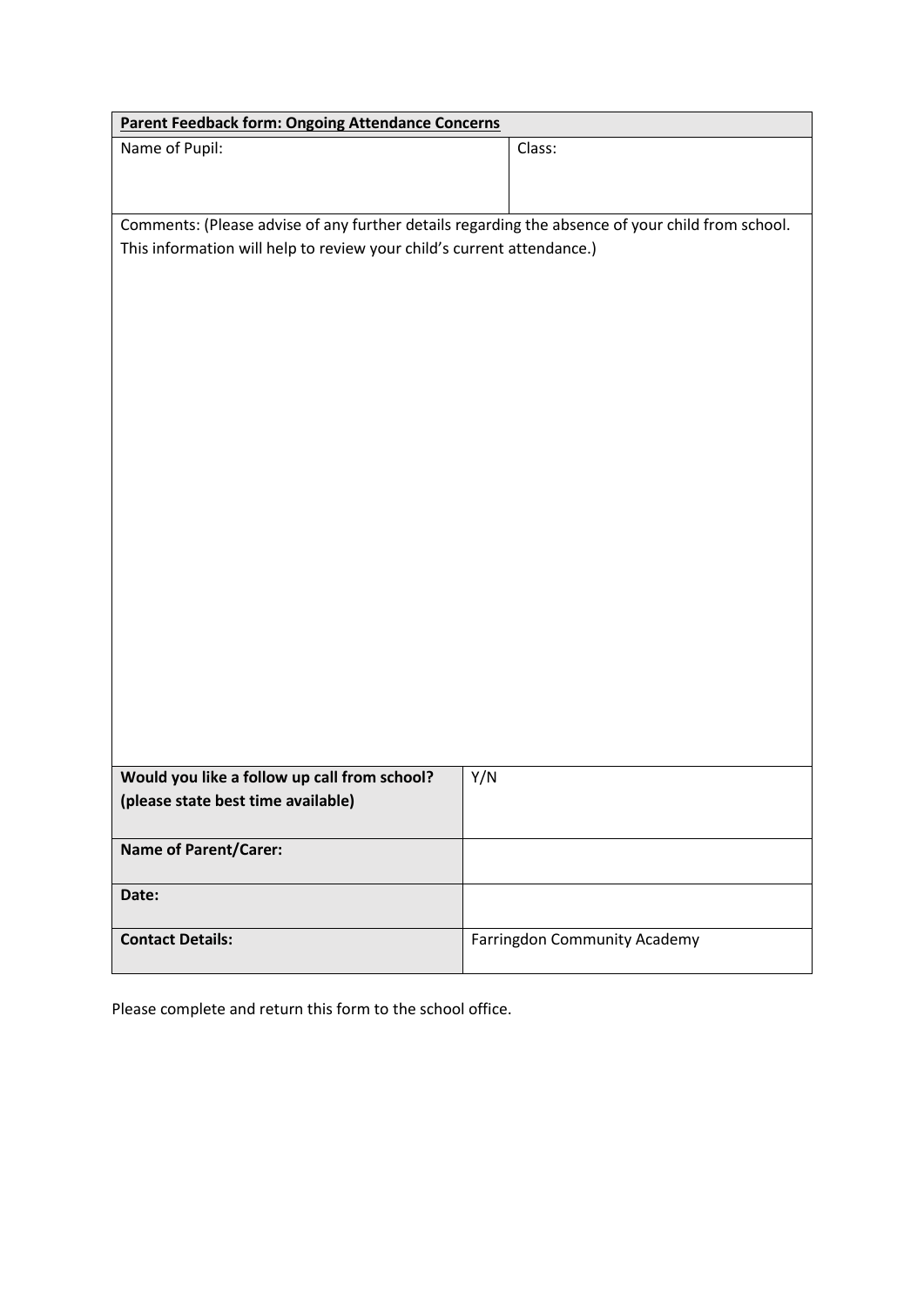| **Parent Feedback form: Ongoing Attendance Concerns** | |
|---|---|
| Name of Pupil: | Class: |
| Comments: (Please advise of any further details regarding the absence of your child from school. This information will help to review your child's current attendance.) | |

| | |
|---|---|
| **Would you like a follow up call from school? (please state best time available)** | Y/N |
| **Name of Parent/Carer:** | |
| **Date:** | |
| **Contact Details:** | Farringdon Community Academy |

Please complete and return this form to the school office.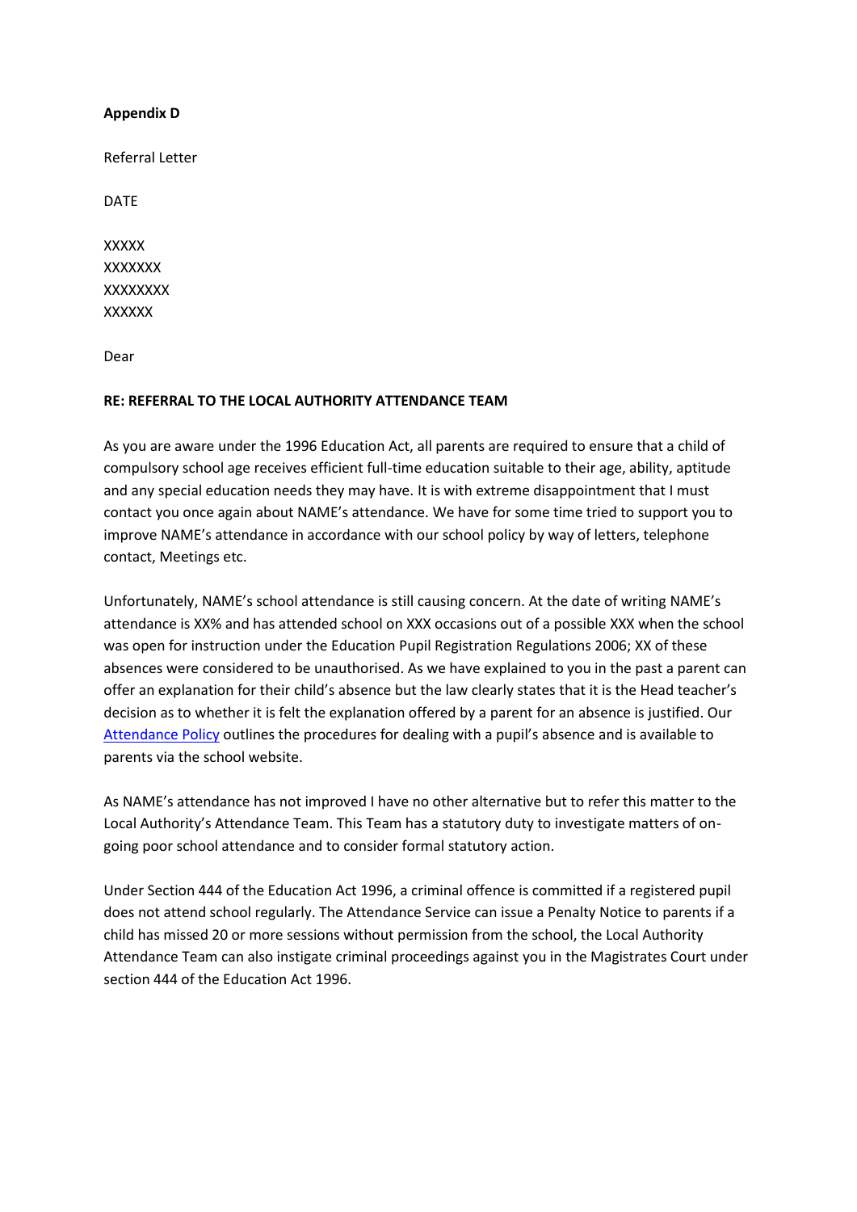**Appendix D**

Referral Letter

DATE

XXXXX
XXXXXXX
XXXXXXXX
XXXXXX

Dear

**RE: REFERRAL TO THE LOCAL AUTHORITY ATTENDANCE TEAM**

As you are aware under the 1996 Education Act, all parents are required to ensure that a child of compulsory school age receives efficient full-time education suitable to their age, ability, aptitude and any special education needs they may have. It is with extreme disappointment that I must contact you once again about NAME's attendance. We have for some time tried to support you to improve NAME's attendance in accordance with our school policy by way of letters, telephone contact, Meetings etc.

Unfortunately, NAME's school attendance is still causing concern. At the date of writing NAME's attendance is XX% and has attended school on XXX occasions out of a possible XXX when the school was open for instruction under the Education Pupil Registration Regulations 2006; XX of these absences were considered to be unauthorised. As we have explained to you in the past a parent can offer an explanation for their child's absence but the law clearly states that it is the Head teacher's decision as to whether it is felt the explanation offered by a parent for an absence is justified. Our Attendance Policy outlines the procedures for dealing with a pupil's absence and is available to parents via the school website.

As NAME's attendance has not improved I have no other alternative but to refer this matter to the Local Authority's Attendance Team. This Team has a statutory duty to investigate matters of on-going poor school attendance and to consider formal statutory action.

Under Section 444 of the Education Act 1996, a criminal offence is committed if a registered pupil does not attend school regularly. The Attendance Service can issue a Penalty Notice to parents if a child has missed 20 or more sessions without permission from the school, the Local Authority Attendance Team can also instigate criminal proceedings against you in the Magistrates Court under section 444 of the Education Act 1996.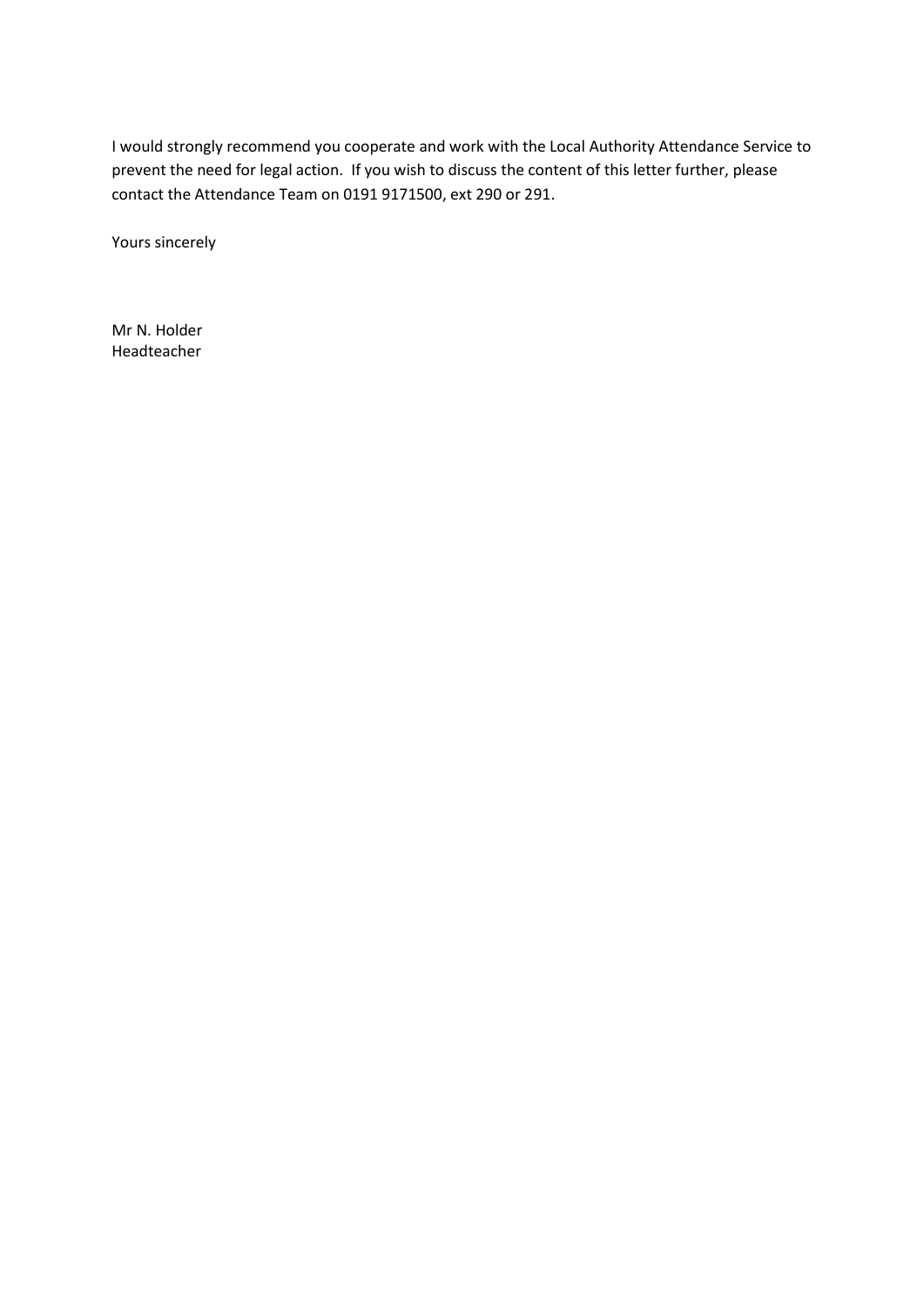I would strongly recommend you cooperate and work with the Local Authority Attendance Service to prevent the need for legal action. If you wish to discuss the content of this letter further, please contact the Attendance Team on 0191 9171500, ext 290 or 291.

Yours sincerely

Mr N. Holder
Headteacher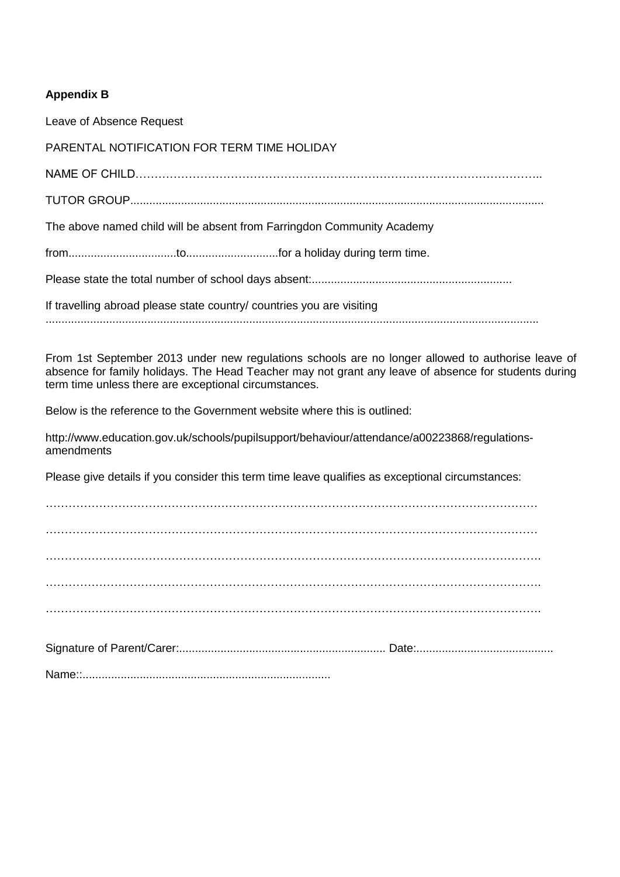**Appendix B**

Leave of Absence Request

PARENTAL NOTIFICATION FOR TERM TIME HOLIDAY

NAME OF CHILD………………………………………………………………………………………..

TUTOR GROUP..................................................................................................................................

The above named child will be absent from Farringdon Community Academy

from..................................to.............................for a holiday during term time.

Please state the total number of school days absent:..............................................................

If travelling abroad please state country/ countries you are visiting
..........................................................................................................................................................

From 1st September 2013 under new regulations schools are no longer allowed to authorise leave of absence for family holidays. The Head Teacher may not grant any leave of absence for students during term time unless there are exceptional circumstances.

Below is the reference to the Government website where this is outlined:

http://www.education.gov.uk/schools/pupilsupport/behaviour/attendance/a00223868/regulations-amendments

Please give details if you consider this term time leave qualifies as exceptional circumstances:

……………………………………………………………………………………………………………

……………………………………………………………………………………………………………

…………………………………………………………………………………………………………….

…………………………………………………………………………………………………………….

…………………………………………………………………………………………………………….

Signature of Parent/Carer:................................................................. Date:...........................................

Name::..............................................................................